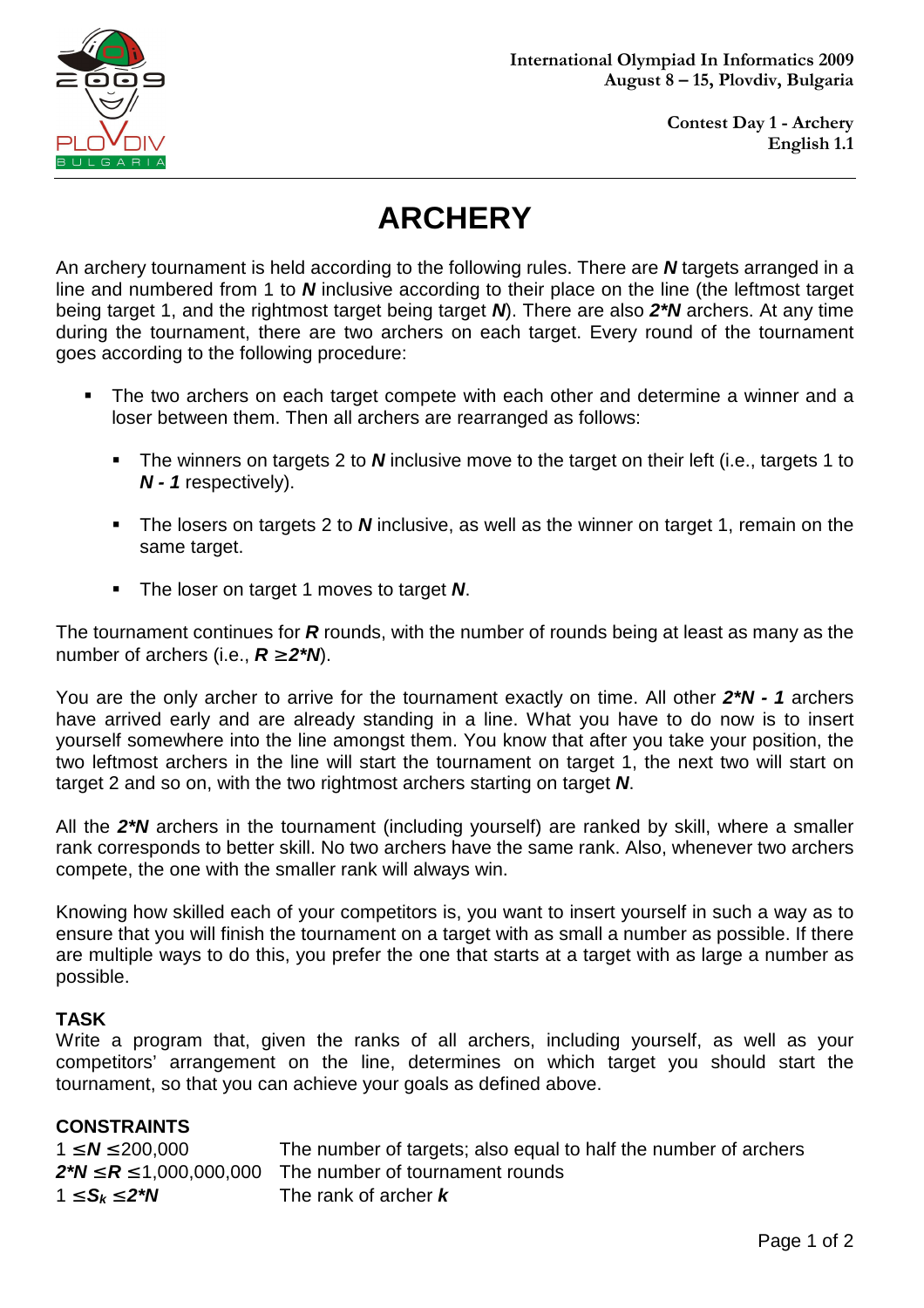# ARCHERY

An archery tournament is held according to the following rules. There are $N$ targets arranged in a line and numbered from 1 to $N$ inclusive according to their place on the line (the leftmost target being target 1, and the rightmost target being target $N$). There are also $2*N$ archers. At any time during the tournament, there are two archers on each target. Every round of the tournament goes according to the following procedure:

- The two archers on each target compete with each other and determine a winner and a loser between them. Then all archers are rearranged as follows:
  - The winners on targets 2 to $N$ inclusive move to the target on their left (i.e., targets 1 to $N - 1$ respectively).
  - The losers on targets 2 to $N$ inclusive, as well as the winner on target 1, remain on the same target.
  - The loser on target 1 moves to target $N$.

The tournament continues for $R$ rounds, with the number of rounds being at least as many as the number of archers (i.e., $R \geq 2*N$).

You are the only archer to arrive for the tournament exactly on time. All other $2*N - 1$ archers have arrived early and are already standing in a line. What you have to do now is to insert yourself somewhere into the line amongst them. You know that after you take your position, the two leftmost archers in the line will start the tournament on target 1, the next two will start on target 2 and so on, with the two rightmost archers starting on target $N$.

All the $2*N$ archers in the tournament (including yourself) are ranked by skill, where a smaller rank corresponds to better skill. No two archers have the same rank. Also, whenever two archers compete, the one with the smaller rank will always win.

Knowing how skilled each of your competitors is, you want to insert yourself in such a way as to ensure that you will finish the tournament on a target with as small a number as possible. If there are multiple ways to do this, you prefer the one that starts at a target with as large a number as possible.

### TASK

Write a program that, given the ranks of all archers, including yourself, as well as your competitors' arrangement on the line, determines on which target you should start the tournament, so that you can achieve your goals as defined above.

### CONSTRAINTS

| | |
|---|---|
| $1 \leq N \leq 200{,}000$ | The number of targets; also equal to half the number of archers |
| $2*N \leq R \leq 1{,}000{,}000{,}000$ | The number of tournament rounds |
| $1 \leq S_k \leq 2*N$ | The rank of archer $k$ |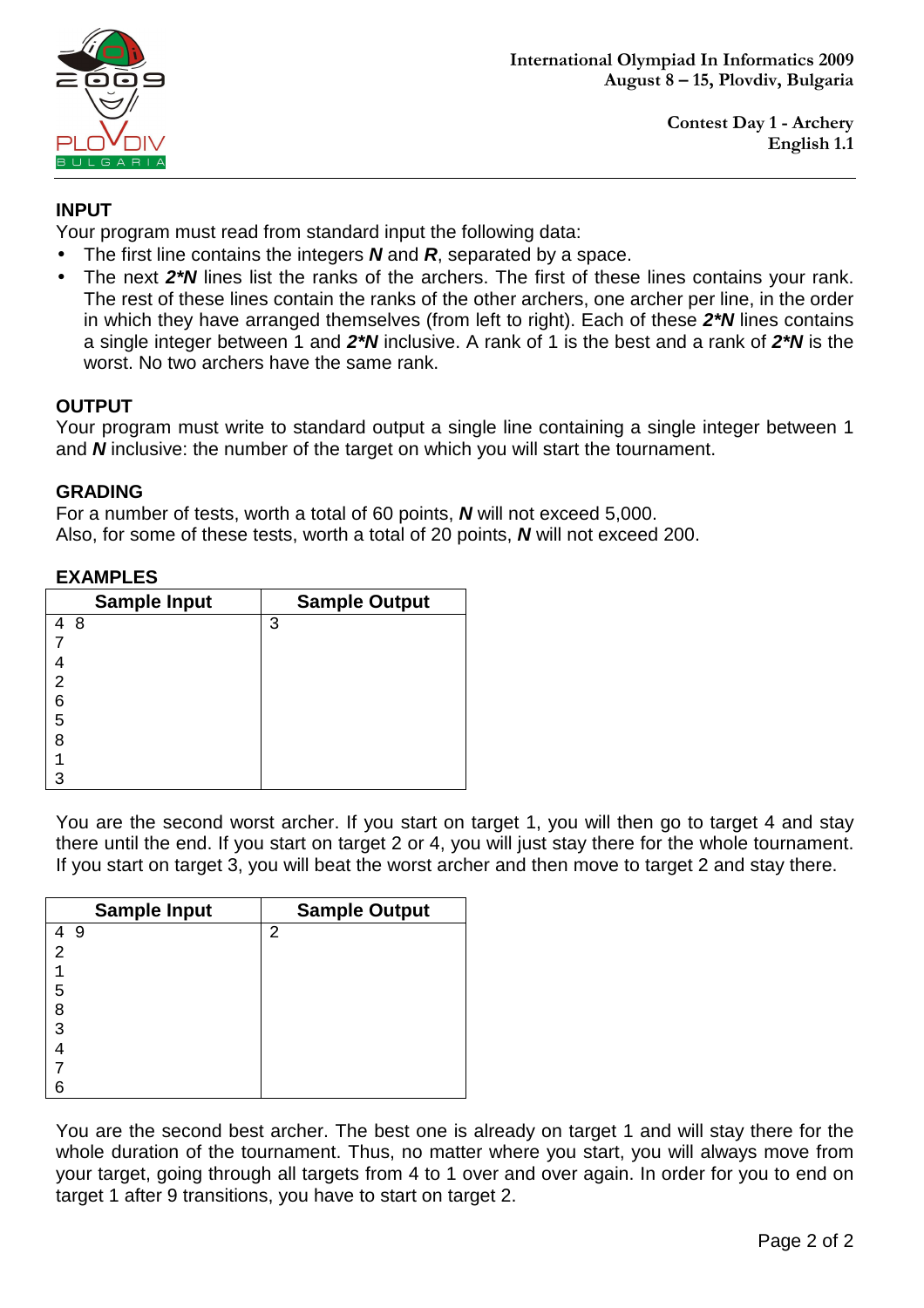## INPUT

Your program must read from standard input the following data:

- The first line contains the integers ***N*** and ***R***, separated by a space.
- The next ***2\*N*** lines list the ranks of the archers. The first of these lines contains your rank. The rest of these lines contain the ranks of the other archers, one archer per line, in the order in which they have arranged themselves (from left to right). Each of these ***2\*N*** lines contains a single integer between 1 and ***2\*N*** inclusive. A rank of 1 is the best and a rank of ***2\*N*** is the worst. No two archers have the same rank.

## OUTPUT

Your program must write to standard output a single line containing a single integer between 1 and ***N*** inclusive: the number of the target on which you will start the tournament.

## GRADING

For a number of tests, worth a total of 60 points, ***N*** will not exceed 5,000.
Also, for some of these tests, worth a total of 20 points, ***N*** will not exceed 200.

## EXAMPLES

| Sample Input | Sample Output |
|---|---|
| 4 8<br>7<br>4<br>2<br>6<br>5<br>8<br>1<br>3 | 3 |

You are the second worst archer. If you start on target 1, you will then go to target 4 and stay there until the end. If you start on target 2 or 4, you will just stay there for the whole tournament. If you start on target 3, you will beat the worst archer and then move to target 2 and stay there.

| Sample Input | Sample Output |
|---|---|
| 4 9<br>2<br>1<br>5<br>8<br>3<br>4<br>7<br>6 | 2 |

You are the second best archer. The best one is already on target 1 and will stay there for the whole duration of the tournament. Thus, no matter where you start, you will always move from your target, going through all targets from 4 to 1 over and over again. In order for you to end on target 1 after 9 transitions, you have to start on target 2.